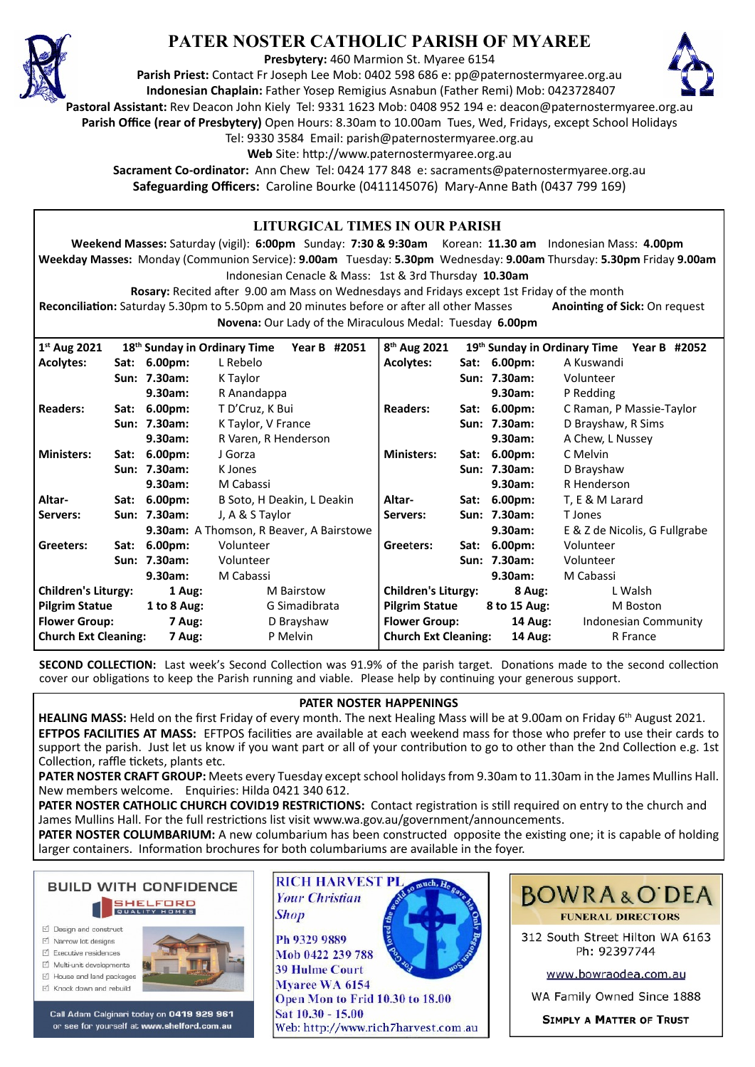# PATER NOSTER CATHOLIC PARISH OF MYAREE

**Presbytery:** 460 Marmion St. Myaree 6154
**Parish Priest:** Contact Fr Joseph Lee Mob: 0402 598 686 e: pp@paternostermyaree.org.au
**Indonesian Chaplain:** Father Yosep Remigius Asnabun (Father Remi) Mob: 0423728407
**Pastoral Assistant:** Rev Deacon John Kiely Tel: 9331 1623 Mob: 0408 952 194 e: deacon@paternostermyaree.org.au
**Parish Office (rear of Presbytery)** Open Hours: 8.30am to 10.00am Tues, Wed, Fridays, except School Holidays
Tel: 9330 3584 Email: parish@paternostermyaree.org.au
**Web** Site: http://www.paternostermyaree.org.au
**Sacrament Co-ordinator:** Ann Chew Tel: 0424 177 848 e: sacraments@paternostermyaree.org.au
**Safeguarding Officers:** Caroline Bourke (0411145076) Mary-Anne Bath (0437 799 169)

## LITURGICAL TIMES IN OUR PARISH

**Weekend Masses:** Saturday (vigil): **6:00pm** Sunday: **7:30 & 9:30am** Korean: **11.30 am** Indonesian Mass: **4.00pm**
**Weekday Masses:** Monday (Communion Service): **9.00am** Tuesday: **5.30pm** Wednesday: **9.00am** Thursday: **5.30pm** Friday **9.00am**
Indonesian Cenacle & Mass: 1st & 3rd Thursday **10.30am**
**Rosary:** Recited after 9.00 am Mass on Wednesdays and Fridays except 1st Friday of the month
**Reconciliation:** Saturday 5.30pm to 5.50pm and 20 minutes before or after all other Masses **Anointing of Sick:** On request
**Novena:** Our Lady of the Miraculous Medal: Tuesday **6.00pm**

| 1st Aug 2021 | 18th Sunday in Ordinary Time Year B #2052 | | 8th Aug 2021 | 19th Sunday in Ordinary Time Year B #2052 | |
|---|---|---|---|---|---|
| **Acolytes:** | **Sat: 6.00pm:** | L Rebelo | **Acolytes:** | **Sat: 6.00pm:** | A Kuswandi |
| | **Sun: 7.30am:** | K Taylor | | **Sun: 7.30am:** | Volunteer |
| | **9.30am:** | R Anandappa | | **9.30am:** | P Redding |
| **Readers:** | **Sat: 6.00pm:** | T D'Cruz, K Bui | **Readers:** | **Sat: 6.00pm:** | C Raman, P Massie-Taylor |
| | **Sun: 7.30am:** | K Taylor, V France | | **Sun: 7.30am:** | D Brayshaw, R Sims |
| | **9.30am:** | R Varen, R Henderson | | **9.30am:** | A Chew, L Nussey |
| **Ministers:** | **Sat: 6.00pm:** | J Gorza | **Ministers:** | **Sat: 6.00pm:** | C Melvin |
| | **Sun: 7.30am:** | K Jones | | **Sun: 7.30am:** | D Brayshaw |
| | **9.30am:** | M Cabassi | | **9.30am:** | R Henderson |
| **Altar-** | **Sat: 6.00pm:** | B Soto, H Deakin, L Deakin | **Altar-** | **Sat: 6.00pm:** | T, E & M Larard |
| **Servers:** | **Sun: 7.30am:** | J, A & S Taylor | **Servers:** | **Sun: 7.30am:** | T Jones |
| | **9.30am:** | A Thomson, R Beaver, A Bairstowe | | **9.30am:** | E & Z de Nicolis, G Fullgrabe |
| **Greeters:** | **Sat: 6.00pm:** | Volunteer | **Greeters:** | **Sat: 6.00pm:** | Volunteer |
| | **Sun: 7.30am:** | Volunteer | | **Sun: 7.30am:** | Volunteer |
| | **9.30am:** | M Cabassi | | **9.30am:** | M Cabassi |
| **Children's Liturgy:** | **1 Aug:** | M Bairstow | **Children's Liturgy:** | **8 Aug:** | L Walsh |
| **Pilgrim Statue** | **1 to 8 Aug:** | G Simadibrata | **Pilgrim Statue** | **8 to 15 Aug:** | M Boston |
| **Flower Group:** | **7 Aug:** | D Brayshaw | **Flower Group:** | **14 Aug:** | Indonesian Community |
| **Church Ext Cleaning:** | **7 Aug:** | P Melvin | **Church Ext Cleaning:** | **14 Aug:** | R France |

**SECOND COLLECTION:** Last week's Second Collection was 91.9% of the parish target. Donations made to the second collection cover our obligations to keep the Parish running and viable. Please help by continuing your generous support.

## PATER NOSTER HAPPENINGS

**HEALING MASS:** Held on the first Friday of every month. The next Healing Mass will be at 9.00am on Friday 6th August 2021.

**EFTPOS FACILITIES AT MASS:** EFTPOS facilities are available at each weekend mass for those who prefer to use their cards to support the parish. Just let us know if you want part or all of your contribution to go to other than the 2nd Collection e.g. 1st Collection, raffle tickets, plants etc.

**PATER NOSTER CRAFT GROUP:** Meets every Tuesday except school holidays from 9.30am to 11.30am in the James Mullins Hall. New members welcome. Enquiries: Hilda 0421 340 612.

**PATER NOSTER CATHOLIC CHURCH COVID19 RESTRICTIONS:** Contact registration is still required on entry to the church and James Mullins Hall. For the full restrictions list visit www.wa.gov.au/government/announcements.

**PATER NOSTER COLUMBARIUM:** A new columbarium has been constructed opposite the existing one; it is capable of holding larger containers. Information brochures for both columbariums are available in the foyer.

---

**BUILD WITH CONFIDENCE**
SHELFORD QUALITY HOMES
- Design and construct
- Narrow lot designs
- Executive residences
- Multi-unit developments
- House and land packages
- Knock down and rebuild

Call Adam Calginari today on 0419 929 961 or see for yourself at www.shelford.com.au

**RICH HARVEST PL**
*Your Christian Shop*
Ph 9329 9889
Mob 0422 239 788
39 Hulme Court
Myaree WA 6154
Open Mon to Frid 10.30 to 18.00
Sat 10.30 - 15.00
Web: http://www.rich7harvest.com.au

**BOWRA & O'DEA**
FUNERAL DIRECTORS
312 South Street Hilton WA 6163
Ph: 92397744
www.bowraodea.com.au
WA Family Owned Since 1888
SIMPLY A MATTER OF TRUST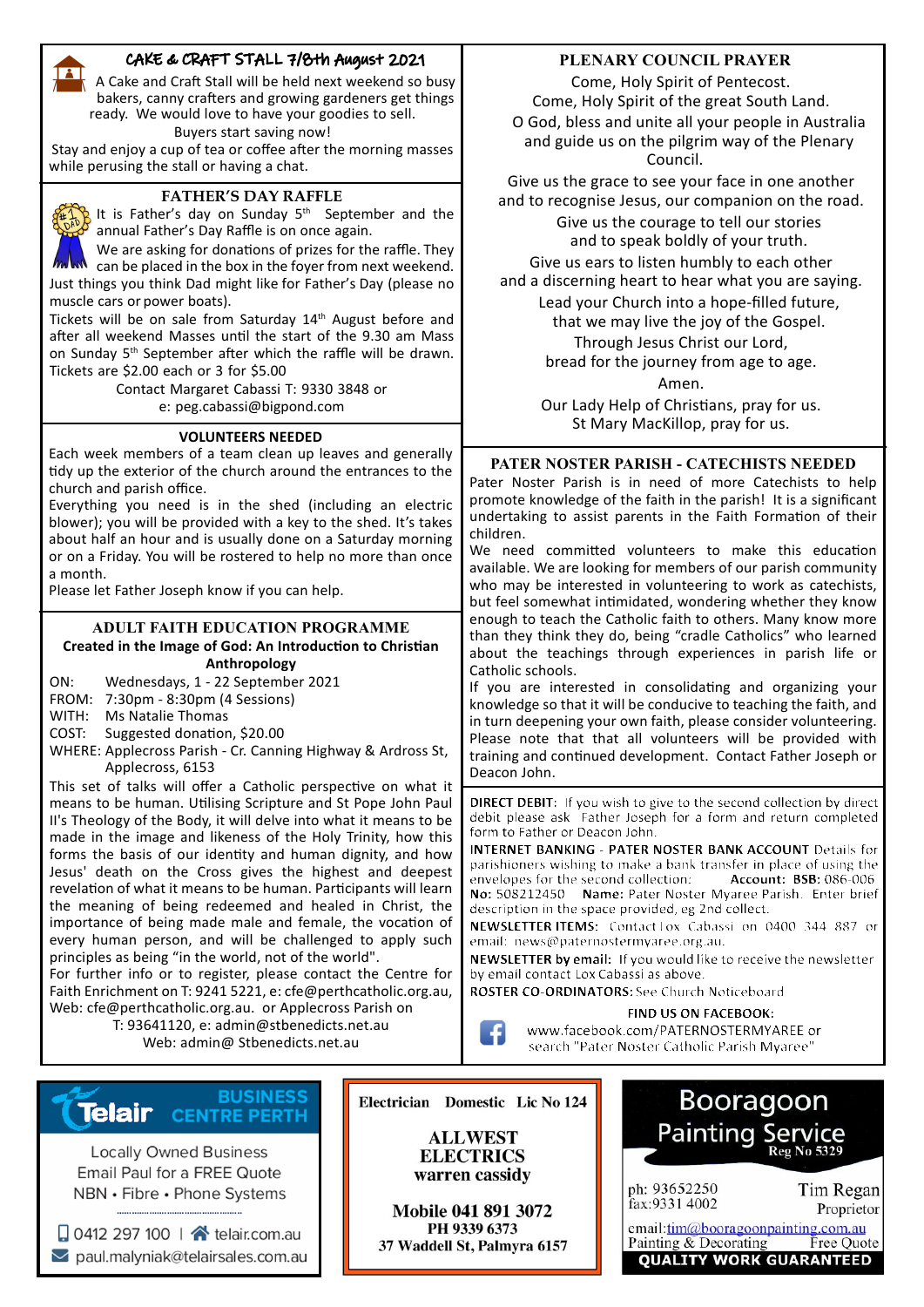## CAKE & CRAFT STALL 7/8th August 2021

A Cake and Craft Stall will be held next weekend so busy bakers, canny crafters and growing gardeners get things ready. We would love to have your goodies to sell.

Buyers start saving now!

Stay and enjoy a cup of tea or coffee after the morning masses while perusing the stall or having a chat.

## FATHER'S DAY RAFFLE

It is Father's day on Sunday 5th September and the annual Father's Day Raffle is on once again.

We are asking for donations of prizes for the raffle. They can be placed in the box in the foyer from next weekend. Just things you think Dad might like for Father's Day (please no muscle cars or power boats).

Tickets will be on sale from Saturday 14th August before and after all weekend Masses until the start of the 9.30 am Mass on Sunday 5th September after which the raffle will be drawn. Tickets are $2.00 each or 3 for $5.00

Contact Margaret Cabassi T: 9330 3848 or
e: peg.cabassi@bigpond.com

## VOLUNTEERS NEEDED

Each week members of a team clean up leaves and generally tidy up the exterior of the church around the entrances to the church and parish office.

Everything you need is in the shed (including an electric blower); you will be provided with a key to the shed. It's takes about half an hour and is usually done on a Saturday morning or on a Friday. You will be rostered to help no more than once a month.

Please let Father Joseph know if you can help.

## ADULT FAITH EDUCATION PROGRAMME

**Created in the Image of God: An Introduction to Christian Anthropology**

- ON: Wednesdays, 1 - 22 September 2021
- FROM: 7:30pm - 8:30pm (4 Sessions)
- WITH: Ms Natalie Thomas
- COST: Suggested donation, $20.00
- WHERE: Applecross Parish - Cr. Canning Highway & Ardross St, Applecross, 6153

This set of talks will offer a Catholic perspective on what it means to be human. Utilising Scripture and St Pope John Paul II's Theology of the Body, it will delve into what it means to be made in the image and likeness of the Holy Trinity, how this forms the basis of our identity and human dignity, and how Jesus' death on the Cross gives the highest and deepest revelation of what it means to be human. Participants will learn the meaning of being redeemed and healed in Christ, the importance of being made male and female, the vocation of every human person, and will be challenged to apply such principles as being "in the world, not of the world".

For further info or to register, please contact the Centre for Faith Enrichment on T: 9241 5221, e: cfe@perthcatholic.org.au, Web: cfe@perthcatholic.org.au. or Applecross Parish on
T: 93641120, e: admin@stbenedicts.net.au
Web: admin@ Stbenedicts.net.au

## PLENARY COUNCIL PRAYER

Come, Holy Spirit of Pentecost.
Come, Holy Spirit of the great South Land.
O God, bless and unite all your people in Australia and guide us on the pilgrim way of the Plenary Council.
Give us the grace to see your face in one another and to recognise Jesus, our companion on the road.
Give us the courage to tell our stories and to speak boldly of your truth.
Give us ears to listen humbly to each other and a discerning heart to hear what you are saying.
Lead your Church into a hope-filled future, that we may live the joy of the Gospel.
Through Jesus Christ our Lord, bread for the journey from age to age.
Amen.
Our Lady Help of Christians, pray for us.
St Mary MacKillop, pray for us.

## PATER NOSTER PARISH - CATECHISTS NEEDED

Pater Noster Parish is in need of more Catechists to help promote knowledge of the faith in the parish! It is a significant undertaking to assist parents in the Faith Formation of their children.

We need committed volunteers to make this education available. We are looking for members of our parish community who may be interested in volunteering to work as catechists, but feel somewhat intimidated, wondering whether they know enough to teach the Catholic faith to others. Many know more than they think they do, being "cradle Catholics" who learned about the teachings through experiences in parish life or Catholic schools.

If you are interested in consolidating and organizing your knowledge so that it will be conducive to teaching the faith, and in turn deepening your own faith, please consider volunteering. Please note that that all volunteers will be provided with training and continued development. Contact Father Joseph or Deacon John.

**DIRECT DEBIT**: If you wish to give to the second collection by direct debit please ask Father Joseph for a form and return completed form to Father or Deacon John.

**INTERNET BANKING - PATER NOSTER BANK ACCOUNT** Details for parishioners wishing to make a bank transfer in place of using the envelopes for the second collection: **Account: BSB:** 086-006 **No:** 508212450 **Name:** Pater Noster Myaree Parish. Enter brief description in the space provided, eg 2nd collect.

**NEWSLETTER ITEMS**: Contact Lox Cabassi on 0400 344 887 or email: news@paternostermyaree.org.au.

**NEWSLETTER by email:** If you would like to receive the newsletter by email contact Lox Cabassi as above.

**ROSTER CO-ORDINATORS**: See Church Noticeboard

FIND US ON FACEBOOK:
www.facebook.com/PATERNOSTERMYAREE or search "Pater Noster Catholic Parish Myaree"

---

**Telair BUSINESS CENTRE PERTH**

Locally Owned Business
Email Paul for a FREE Quote
NBN • Fibre • Phone Systems

0412 297 100 | telair.com.au
paul.malyniak@telairsales.com.au

---

Electrician Domestic Lic No 124

**ALLWEST ELECTRICS**
**warren cassidy**

**Mobile 041 891 3072**
**PH 9339 6373**
**37 Waddell St, Palmyra 6157**

---

**Booragoon Painting Service**
Reg No 5329

ph: 93652250
fax:9331 4002

Tim Regan
Proprietor

email:tim@booragoonpainting.com.au
Painting & Decorating Free Quote

**QUALITY WORK GUARANTEED**